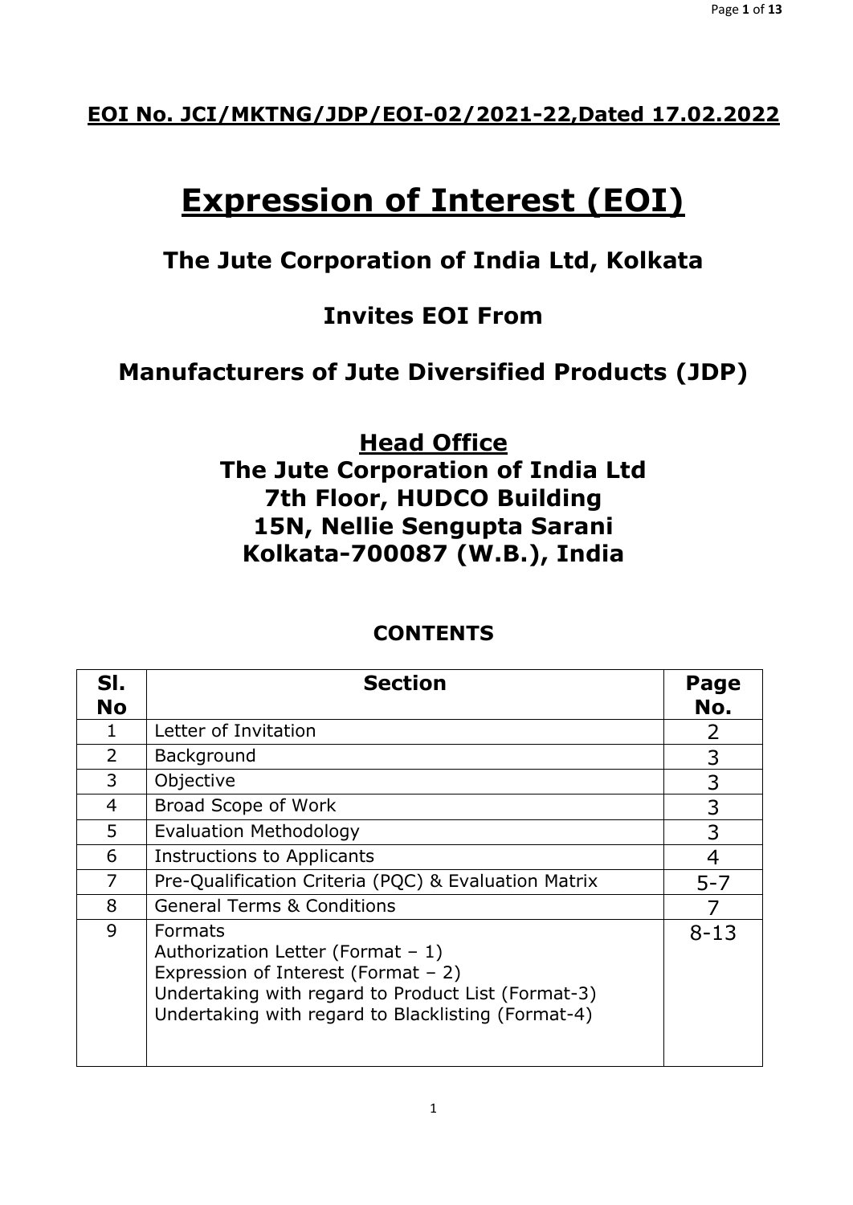**EOI No. JCI/MKTNG/JDP/EOI-02/2021-22,Dated 17.02.2022**

# Expression of Interest (EOI)

## The Jute Corporation of India Ltd, Kolkata

## Invites EOI From

## Manufacturers of Jute Diversified Products (JDP)

**Head Office**
**The Jute Corporation of India Ltd**
**7th Floor, HUDCO Building**
**15N, Nellie Sengupta Sarani**
**Kolkata-700087 (W.B.), India**

### CONTENTS

| Sl. No | Section | Page No. |
|---|---|---|
| 1 | Letter of Invitation | 2 |
| 2 | Background | 3 |
| 3 | Objective | 3 |
| 4 | Broad Scope of Work | 3 |
| 5 | Evaluation Methodology | 3 |
| 6 | Instructions to Applicants | 4 |
| 7 | Pre-Qualification Criteria (PQC) & Evaluation Matrix | 5-7 |
| 8 | General Terms & Conditions | 7 |
| 9 | Formats<br>Authorization Letter (Format – 1)<br>Expression of Interest (Format – 2)<br>Undertaking with regard to Product List (Format-3)<br>Undertaking with regard to Blacklisting (Format-4) | 8-13 |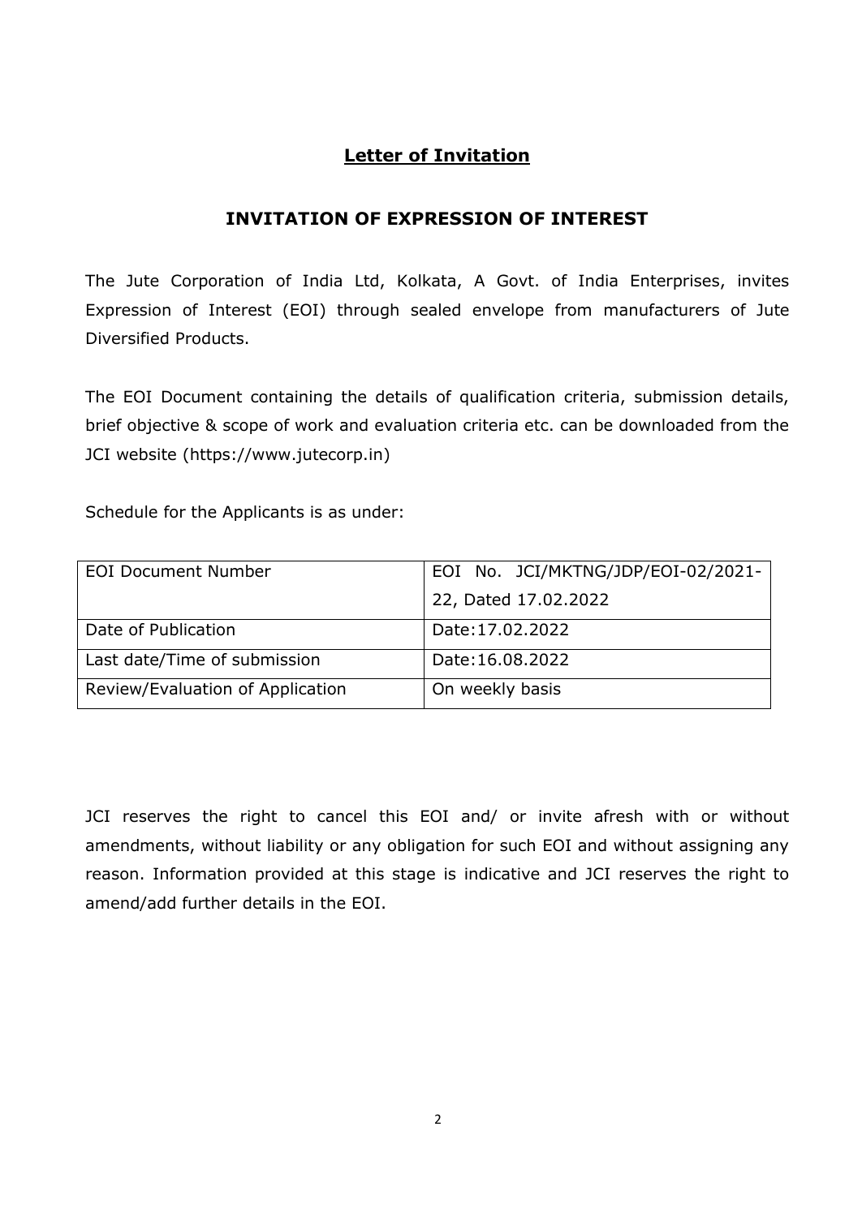## Letter of Invitation

## INVITATION OF EXPRESSION OF INTEREST

The Jute Corporation of India Ltd, Kolkata, A Govt. of India Enterprises, invites Expression of Interest (EOI) through sealed envelope from manufacturers of Jute Diversified Products.

The EOI Document containing the details of qualification criteria, submission details, brief objective & scope of work and evaluation criteria etc. can be downloaded from the JCI website (https://www.jutecorp.in)

Schedule for the Applicants is as under:

| EOI Document Number | EOI No. JCI/MKTNG/JDP/EOI-02/2021-22, Dated 17.02.2022 |
|---|---|
| Date of Publication | Date:17.02.2022 |
| Last date/Time of submission | Date:16.08.2022 |
| Review/Evaluation of Application | On weekly basis |

JCI reserves the right to cancel this EOI and/ or invite afresh with or without amendments, without liability or any obligation for such EOI and without assigning any reason. Information provided at this stage is indicative and JCI reserves the right to amend/add further details in the EOI.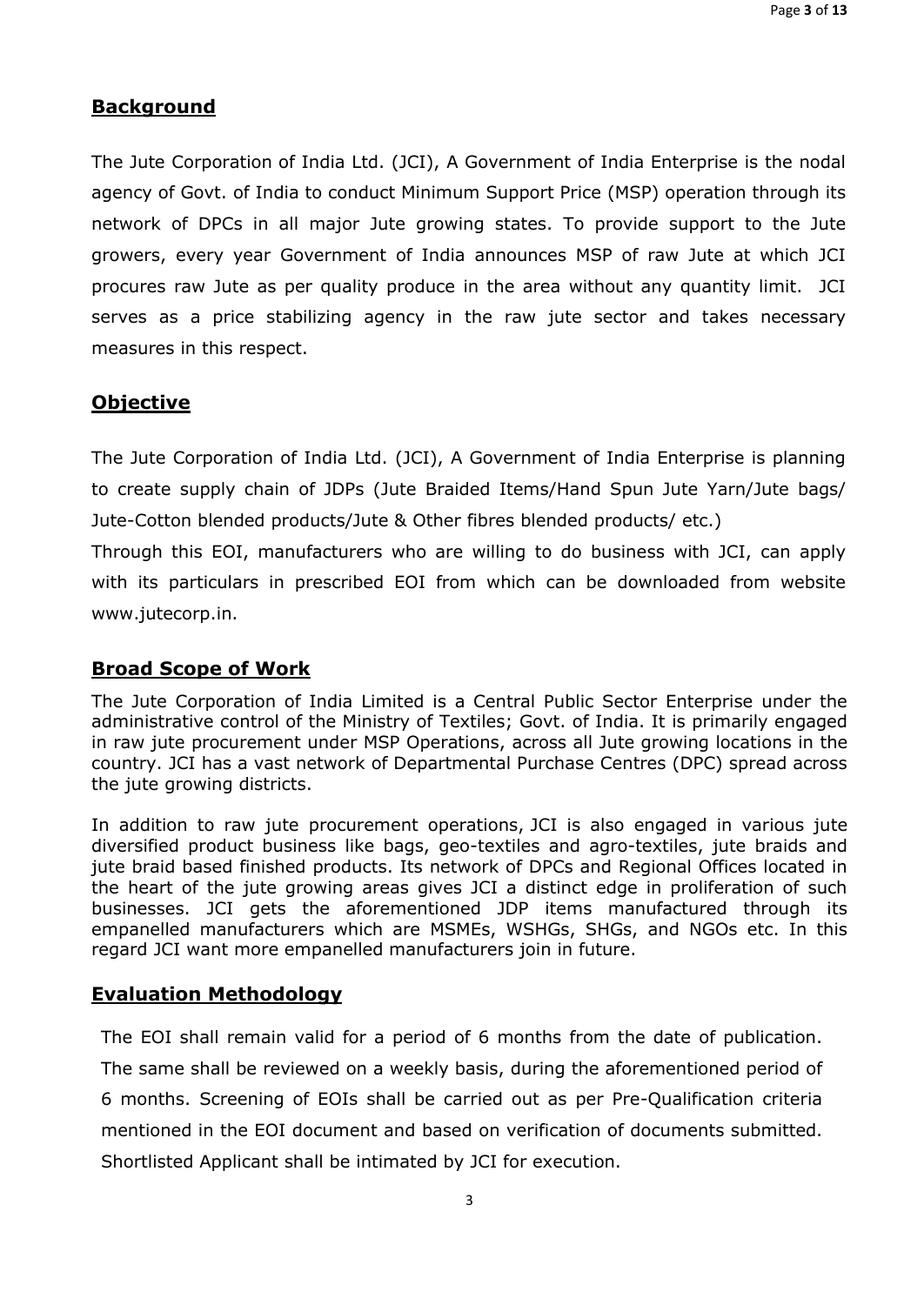## Background

The Jute Corporation of India Ltd. (JCI), A Government of India Enterprise is the nodal agency of Govt. of India to conduct Minimum Support Price (MSP) operation through its network of DPCs in all major Jute growing states. To provide support to the Jute growers, every year Government of India announces MSP of raw Jute at which JCI procures raw Jute as per quality produce in the area without any quantity limit. JCI serves as a price stabilizing agency in the raw jute sector and takes necessary measures in this respect.

## Objective

The Jute Corporation of India Ltd. (JCI), A Government of India Enterprise is planning to create supply chain of JDPs (Jute Braided Items/Hand Spun Jute Yarn/Jute bags/ Jute-Cotton blended products/Jute & Other fibres blended products/ etc.)

Through this EOI, manufacturers who are willing to do business with JCI, can apply with its particulars in prescribed EOI from which can be downloaded from website www.jutecorp.in.

## Broad Scope of Work

The Jute Corporation of India Limited is a Central Public Sector Enterprise under the administrative control of the Ministry of Textiles; Govt. of India. It is primarily engaged in raw jute procurement under MSP Operations, across all Jute growing locations in the country. JCI has a vast network of Departmental Purchase Centres (DPC) spread across the jute growing districts.

In addition to raw jute procurement operations, JCI is also engaged in various jute diversified product business like bags, geo-textiles and agro-textiles, jute braids and jute braid based finished products. Its network of DPCs and Regional Offices located in the heart of the jute growing areas gives JCI a distinct edge in proliferation of such businesses. JCI gets the aforementioned JDP items manufactured through its empanelled manufacturers which are MSMEs, WSHGs, SHGs, and NGOs etc. In this regard JCI want more empanelled manufacturers join in future.

## Evaluation Methodology

The EOI shall remain valid for a period of 6 months from the date of publication. The same shall be reviewed on a weekly basis, during the aforementioned period of 6 months. Screening of EOIs shall be carried out as per Pre-Qualification criteria mentioned in the EOI document and based on verification of documents submitted. Shortlisted Applicant shall be intimated by JCI for execution.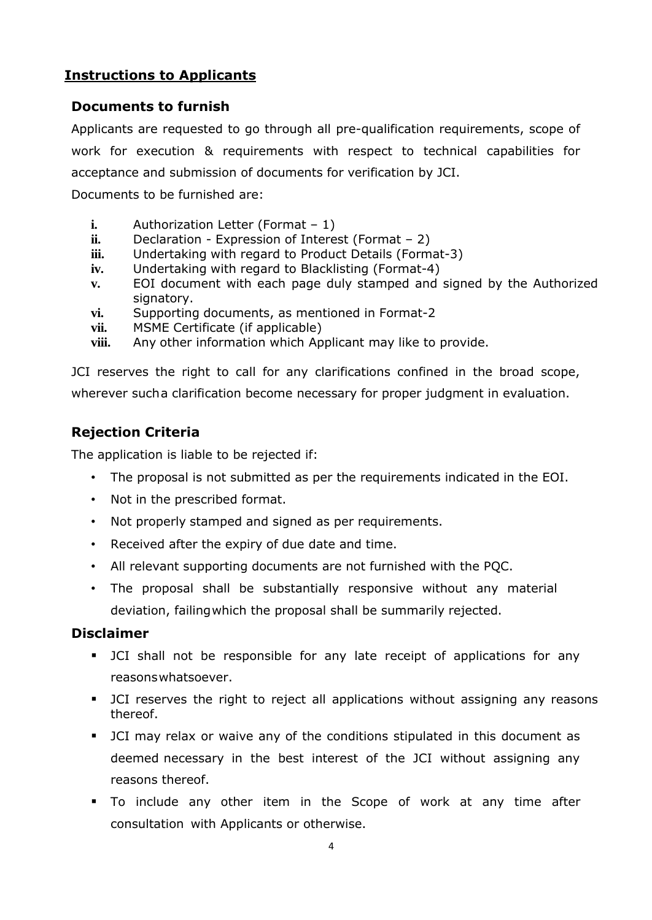## Instructions to Applicants

### Documents to furnish

Applicants are requested to go through all pre-qualification requirements, scope of work for execution & requirements with respect to technical capabilities for acceptance and submission of documents for verification by JCI.

Documents to be furnished are:

- **i.** Authorization Letter (Format – 1)
- **ii.** Declaration - Expression of Interest (Format – 2)
- **iii.** Undertaking with regard to Product Details (Format-3)
- **iv.** Undertaking with regard to Blacklisting (Format-4)
- **v.** EOI document with each page duly stamped and signed by the Authorized signatory.
- **vi.** Supporting documents, as mentioned in Format-2
- **vii.** MSME Certificate (if applicable)
- **viii.** Any other information which Applicant may like to provide.

JCI reserves the right to call for any clarifications confined in the broad scope, wherever sucha clarification become necessary for proper judgment in evaluation.

### Rejection Criteria

The application is liable to be rejected if:

- The proposal is not submitted as per the requirements indicated in the EOI.
- Not in the prescribed format.
- Not properly stamped and signed as per requirements.
- Received after the expiry of due date and time.
- All relevant supporting documents are not furnished with the PQC.
- The proposal shall be substantially responsive without any material deviation, failingwhich the proposal shall be summarily rejected.

### Disclaimer

- JCI shall not be responsible for any late receipt of applications for any reasonswhatsoever.
- JCI reserves the right to reject all applications without assigning any reasons thereof.
- JCI may relax or waive any of the conditions stipulated in this document as deemed necessary in the best interest of the JCI without assigning any reasons thereof.
- To include any other item in the Scope of work at any time after consultation with Applicants or otherwise.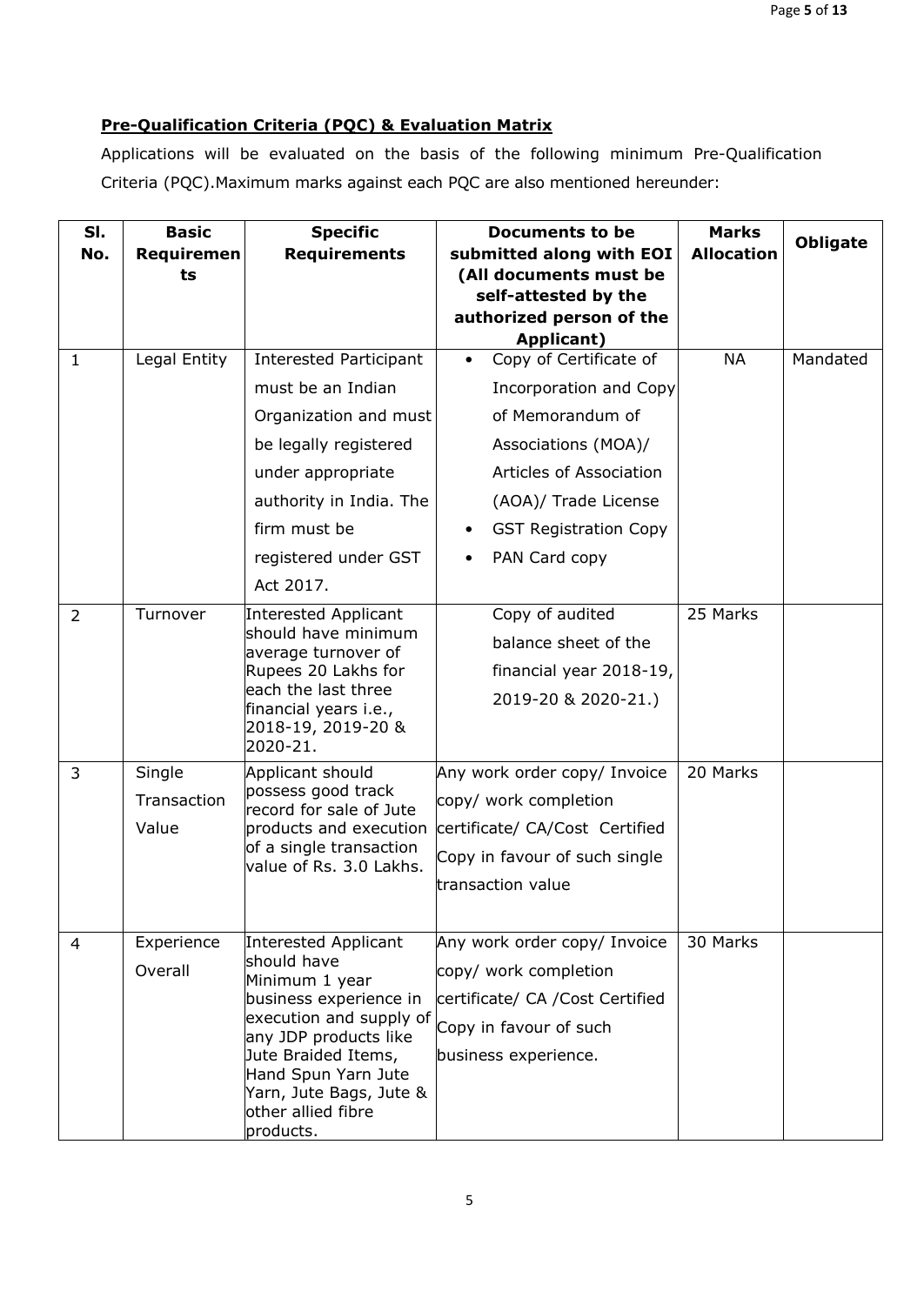**Pre-Qualification Criteria (PQC) & Evaluation Matrix**

Applications will be evaluated on the basis of the following minimum Pre-Qualification Criteria (PQC).Maximum marks against each PQC are also mentioned hereunder:

| Sl. No. | Basic Requirements | Specific Requirements | Documents to be submitted along with EOI (All documents must be self-attested by the authorized person of the Applicant) | Marks Allocation | Obligate |
|---|---|---|---|---|---|
| 1 | Legal Entity | Interested Participant must be an Indian Organization and must be legally registered under appropriate authority in India. The firm must be registered under GST Act 2017. | • Copy of Certificate of Incorporation and Copy of Memorandum of Associations (MOA)/ Articles of Association (AOA)/ Trade License<br>• GST Registration Copy<br>• PAN Card copy | NA | Mandated |
| 2 | Turnover | Interested Applicant should have minimum average turnover of Rupees 20 Lakhs for each the last three financial years i.e., 2018-19, 2019-20 & 2020-21. | Copy of audited balance sheet of the financial year 2018-19, 2019-20 & 2020-21.) | 25 Marks | |
| 3 | Single Transaction Value | Applicant should possess good track record for sale of Jute products and execution of a single transaction value of Rs. 3.0 Lakhs. | Any work order copy/ Invoice copy/ work completion certificate/ CA/Cost Certified Copy in favour of such single transaction value | 20 Marks | |
| 4 | Experience Overall | Interested Applicant should have Minimum 1 year business experience in execution and supply of any JDP products like Jute Braided Items, Hand Spun Yarn Jute Yarn, Jute Bags, Jute & other allied fibre products. | Any work order copy/ Invoice copy/ work completion certificate/ CA /Cost Certified Copy in favour of such business experience. | 30 Marks | |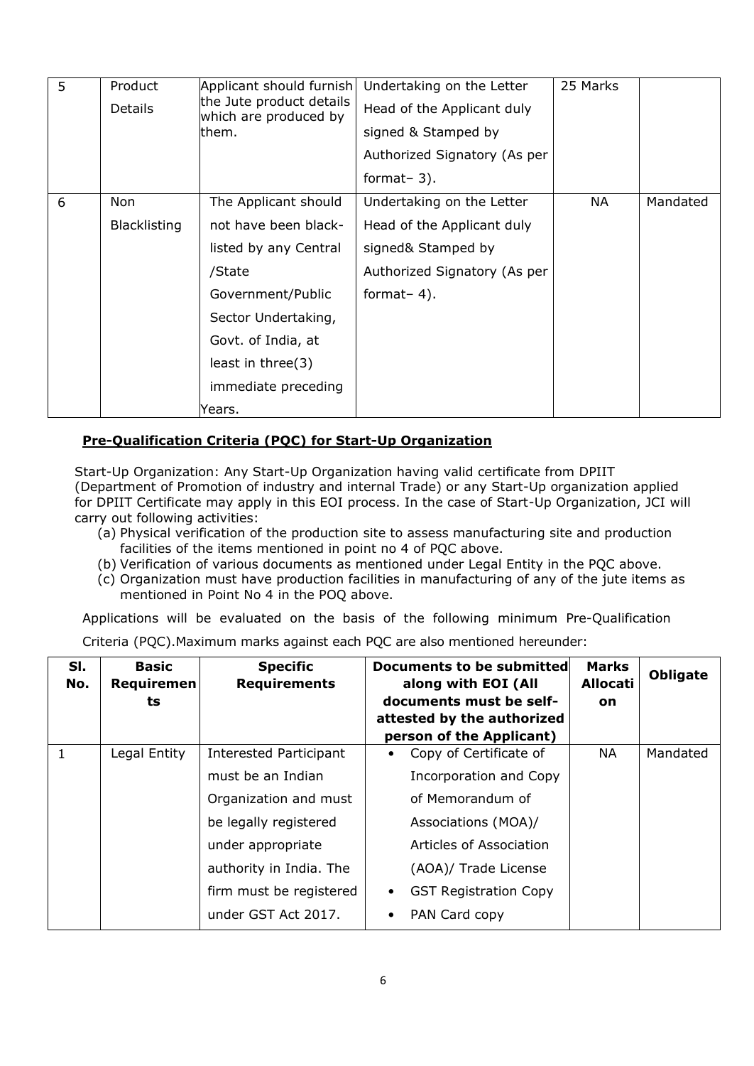| 5 | Product Details | Applicant should furnish the Jute product details which are produced by them. | Undertaking on the Letter Head of the Applicant duly signed & Stamped by Authorized Signatory (As per format– 3). | 25 Marks | |
|---|---|---|---|---|---|
| 6 | Non Blacklisting | The Applicant should not have been black-listed by any Central /State Government/Public Sector Undertaking, Govt. of India, at least in three(3) immediate preceding Years. | Undertaking on the Letter Head of the Applicant duly signed& Stamped by Authorized Signatory (As per format– 4). | NA | Mandated |

## Pre-Qualification Criteria (PQC) for Start-Up Organization

Start-Up Organization: Any Start-Up Organization having valid certificate from DPIIT (Department of Promotion of industry and internal Trade) or any Start-Up organization applied for DPIIT Certificate may apply in this EOI process. In the case of Start-Up Organization, JCI will carry out following activities:

(a) Physical verification of the production site to assess manufacturing site and production facilities of the items mentioned in point no 4 of PQC above.
(b) Verification of various documents as mentioned under Legal Entity in the PQC above.
(c) Organization must have production facilities in manufacturing of any of the jute items as mentioned in Point No 4 in the POQ above.

Applications will be evaluated on the basis of the following minimum Pre-Qualification Criteria (PQC).Maximum marks against each PQC are also mentioned hereunder:

| Sl. No. | Basic Requirements | Specific Requirements | Documents to be submitted along with EOI (All documents must be self-attested by the authorized person of the Applicant) | Marks Allocation | Obligate |
|---|---|---|---|---|---|
| 1 | Legal Entity | Interested Participant must be an Indian Organization and must be legally registered under appropriate authority in India. The firm must be registered under GST Act 2017. | • Copy of Certificate of Incorporation and Copy of Memorandum of Associations (MOA)/ Articles of Association (AOA)/ Trade License<br>• GST Registration Copy<br>• PAN Card copy | NA | Mandated |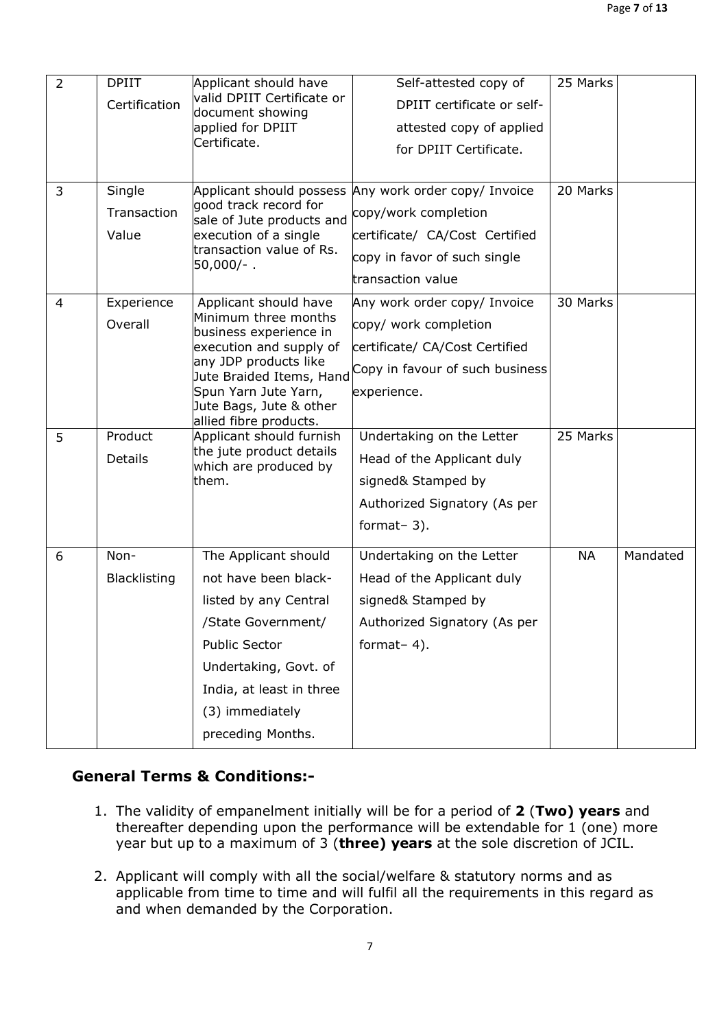| 2 | DPIIT Certification | Applicant should have valid DPIIT Certificate or document showing applied for DPIIT Certificate. | Self-attested copy of DPIIT certificate or self-attested copy of applied for DPIIT Certificate. | 25 Marks | |
|---|---|---|---|---|---|
| 3 | Single Transaction Value | Applicant should possess good track record for sale of Jute products and execution of a single transaction value of Rs. 50,000/- . | Any work order copy/ Invoice copy/work completion certificate/ CA/Cost Certified copy in favor of such single transaction value | 20 Marks | |
| 4 | Experience Overall | Applicant should have Minimum three months business experience in execution and supply of any JDP products like Jute Braided Items, Hand Spun Yarn Jute Yarn, Jute Bags, Jute & other allied fibre products. | Any work order copy/ Invoice copy/ work completion certificate/ CA/Cost Certified Copy in favour of such business experience. | 30 Marks | |
| 5 | Product Details | Applicant should furnish the jute product details which are produced by them. | Undertaking on the Letter Head of the Applicant duly signed& Stamped by Authorized Signatory (As per format– 3). | 25 Marks | |
| 6 | Non-Blacklisting | The Applicant should not have been black-listed by any Central /State Government/ Public Sector Undertaking, Govt. of India, at least in three (3) immediately preceding Months. | Undertaking on the Letter Head of the Applicant duly signed& Stamped by Authorized Signatory (As per format– 4). | NA | Mandated |

## General Terms & Conditions:-

1. The validity of empanelment initially will be for a period of **2** (**Two) years** and thereafter depending upon the performance will be extendable for 1 (one) more year but up to a maximum of 3 (**three) years** at the sole discretion of JCIL.
2. Applicant will comply with all the social/welfare & statutory norms and as applicable from time to time and will fulfil all the requirements in this regard as and when demanded by the Corporation.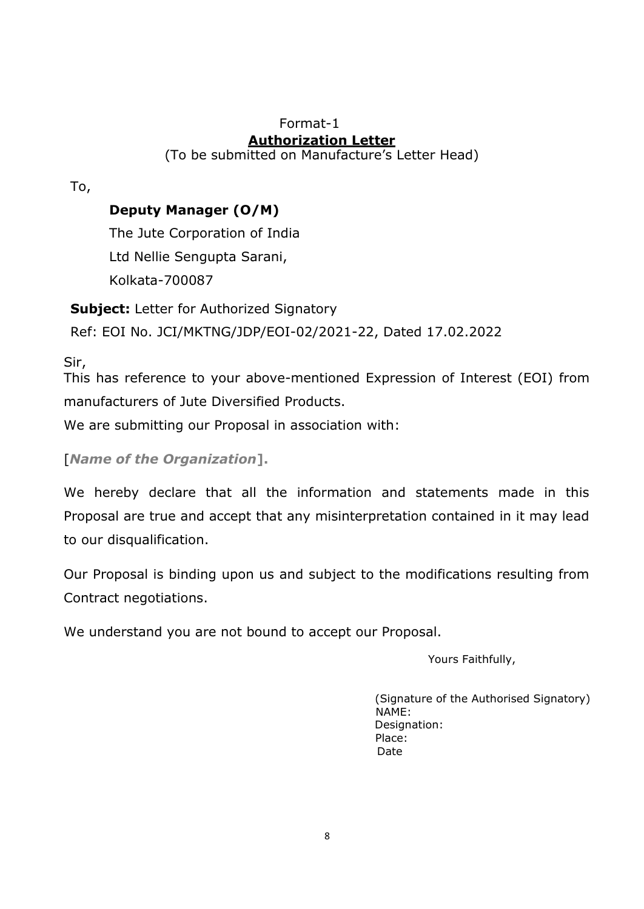Format-1

## Authorization Letter

(To be submitted on Manufacture's Letter Head)

To,

**Deputy Manager (O/M)**
The Jute Corporation of India
Ltd Nellie Sengupta Sarani,
Kolkata-700087

**Subject:** Letter for Authorized Signatory

Ref: EOI No. JCI/MKTNG/JDP/EOI-02/2021-22, Dated 17.02.2022

Sir,

This has reference to your above-mentioned Expression of Interest (EOI) from manufacturers of Jute Diversified Products.

We are submitting our Proposal in association with:

[***Name of the Organization***].

We hereby declare that all the information and statements made in this Proposal are true and accept that any misinterpretation contained in it may lead to our disqualification.

Our Proposal is binding upon us and subject to the modifications resulting from Contract negotiations.

We understand you are not bound to accept our Proposal.

Yours Faithfully,

(Signature of the Authorised Signatory)
NAME:
Designation:
Place:
Date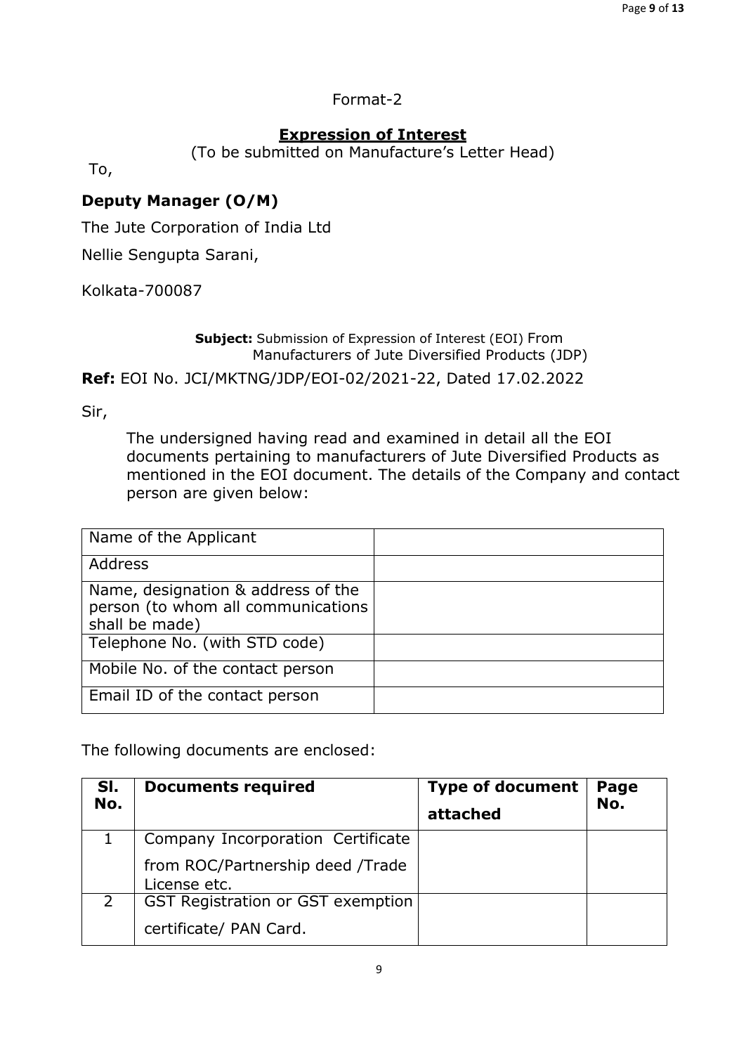Format-2

## Expression of Interest

(To be submitted on Manufacture's Letter Head)

To,

**Deputy Manager (O/M)**

The Jute Corporation of India Ltd

Nellie Sengupta Sarani,

Kolkata-700087

**Subject:** Submission of Expression of Interest (EOI) From Manufacturers of Jute Diversified Products (JDP)

**Ref:** EOI No. JCI/MKTNG/JDP/EOI-02/2021-22, Dated 17.02.2022

Sir,

The undersigned having read and examined in detail all the EOI documents pertaining to manufacturers of Jute Diversified Products as mentioned in the EOI document. The details of the Company and contact person are given below:

| | |
|---|---|
| Name of the Applicant | |
| Address | |
| Name, designation & address of the person (to whom all communications shall be made) | |
| Telephone No. (with STD code) | |
| Mobile No. of the contact person | |
| Email ID of the contact person | |

The following documents are enclosed:

| **Sl. No.** | **Documents required** | **Type of document attached** | **Page No.** |
|---|---|---|---|
| 1 | Company Incorporation Certificate from ROC/Partnership deed /Trade License etc. | | |
| 2 | GST Registration or GST exemption certificate/ PAN Card. | | |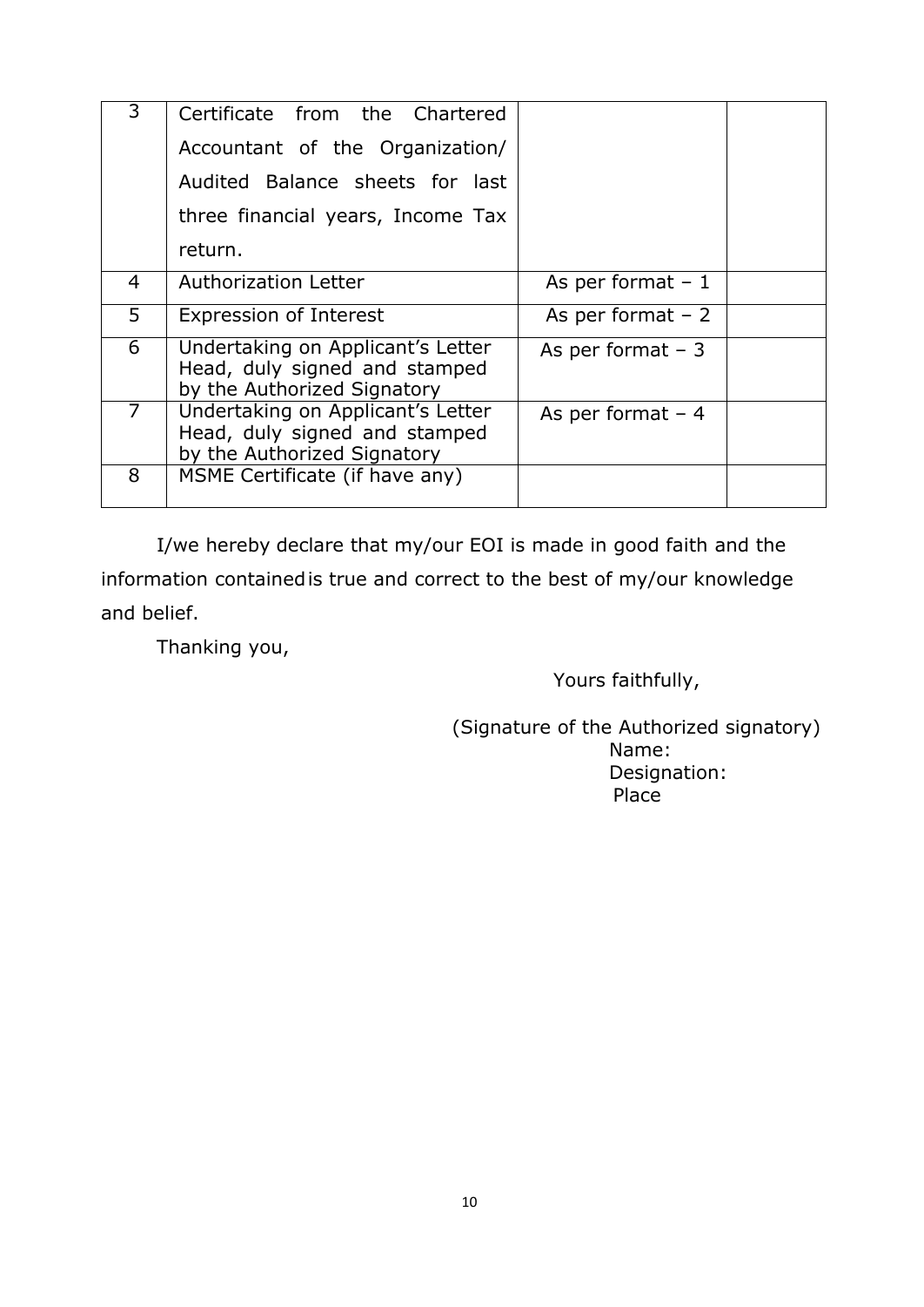| | | | |
|---|---|---|---|
| 3 | Certificate from the Chartered Accountant of the Organization/ Audited Balance sheets for last three financial years, Income Tax return. | | |
| 4 | Authorization Letter | As per format – 1 | |
| 5 | Expression of Interest | As per format – 2 | |
| 6 | Undertaking on Applicant's Letter Head, duly signed and stamped by the Authorized Signatory | As per format – 3 | |
| 7 | Undertaking on Applicant's Letter Head, duly signed and stamped by the Authorized Signatory | As per format – 4 | |
| 8 | MSME Certificate (if have any) | | |

I/we hereby declare that my/our EOI is made in good faith and the information contained is true and correct to the best of my/our knowledge and belief.

Thanking you,

Yours faithfully,

(Signature of the Authorized signatory)
Name:
Designation:
Place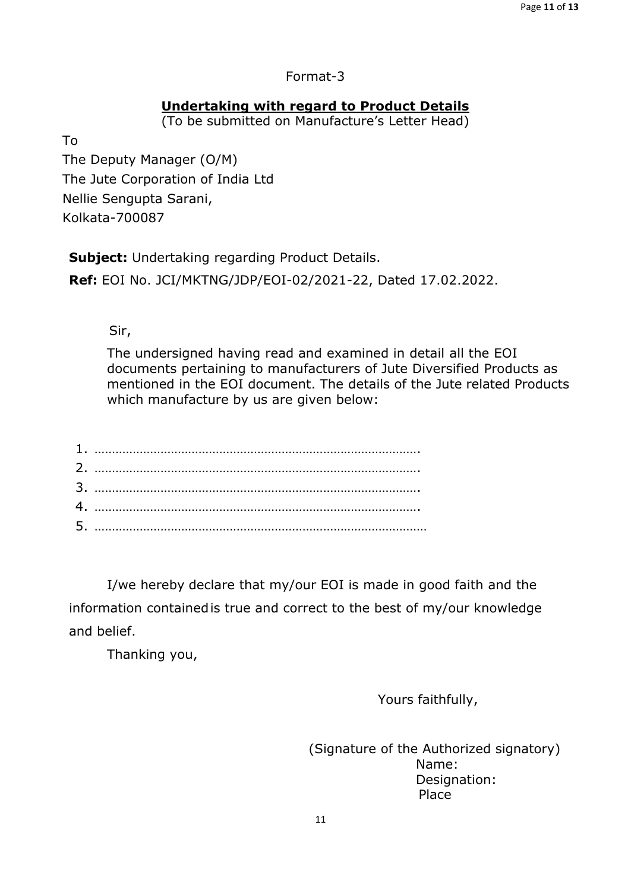Format-3

## Undertaking with regard to Product Details

(To be submitted on Manufacture's Letter Head)

To
The Deputy Manager (O/M)
The Jute Corporation of India Ltd
Nellie Sengupta Sarani,
Kolkata-700087

**Subject:** Undertaking regarding Product Details.

**Ref:** EOI No. JCI/MKTNG/JDP/EOI-02/2021-22, Dated 17.02.2022.

Sir,

The undersigned having read and examined in detail all the EOI documents pertaining to manufacturers of Jute Diversified Products as mentioned in the EOI document. The details of the Jute related Products which manufacture by us are given below:

1. …………………………………………………………………………………….
2. …………………………………………………………………………………….
3. …………………………………………………………………………………….
4. …………………………………………………………………………………….
5. ……………………………………………………………………………………

I/we hereby declare that my/our EOI is made in good faith and the information contained is true and correct to the best of my/our knowledge and belief.

Thanking you,

Yours faithfully,

(Signature of the Authorized signatory)
Name:
Designation:
Place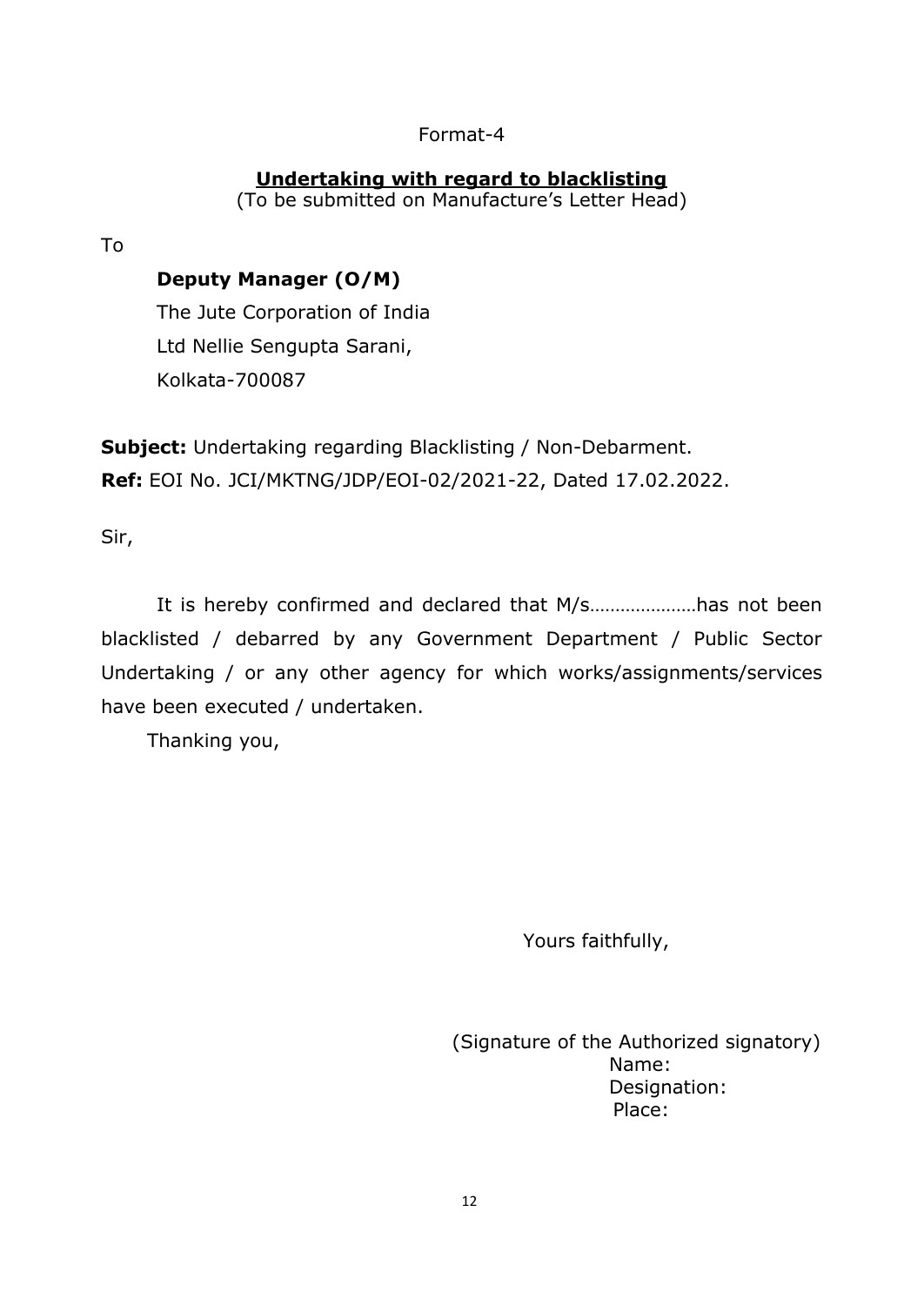Format-4

## Undertaking with regard to blacklisting

(To be submitted on Manufacture's Letter Head)

To

**Deputy Manager (O/M)**
The Jute Corporation of India
Ltd Nellie Sengupta Sarani,
Kolkata-700087

**Subject:** Undertaking regarding Blacklisting / Non-Debarment.
**Ref:** EOI No. JCI/MKTNG/JDP/EOI-02/2021-22, Dated 17.02.2022.

Sir,

It is hereby confirmed and declared that M/s…………………has not been blacklisted / debarred by any Government Department / Public Sector Undertaking / or any other agency for which works/assignments/services have been executed / undertaken.

Thanking you,

Yours faithfully,

(Signature of the Authorized signatory)
Name:
Designation:
Place: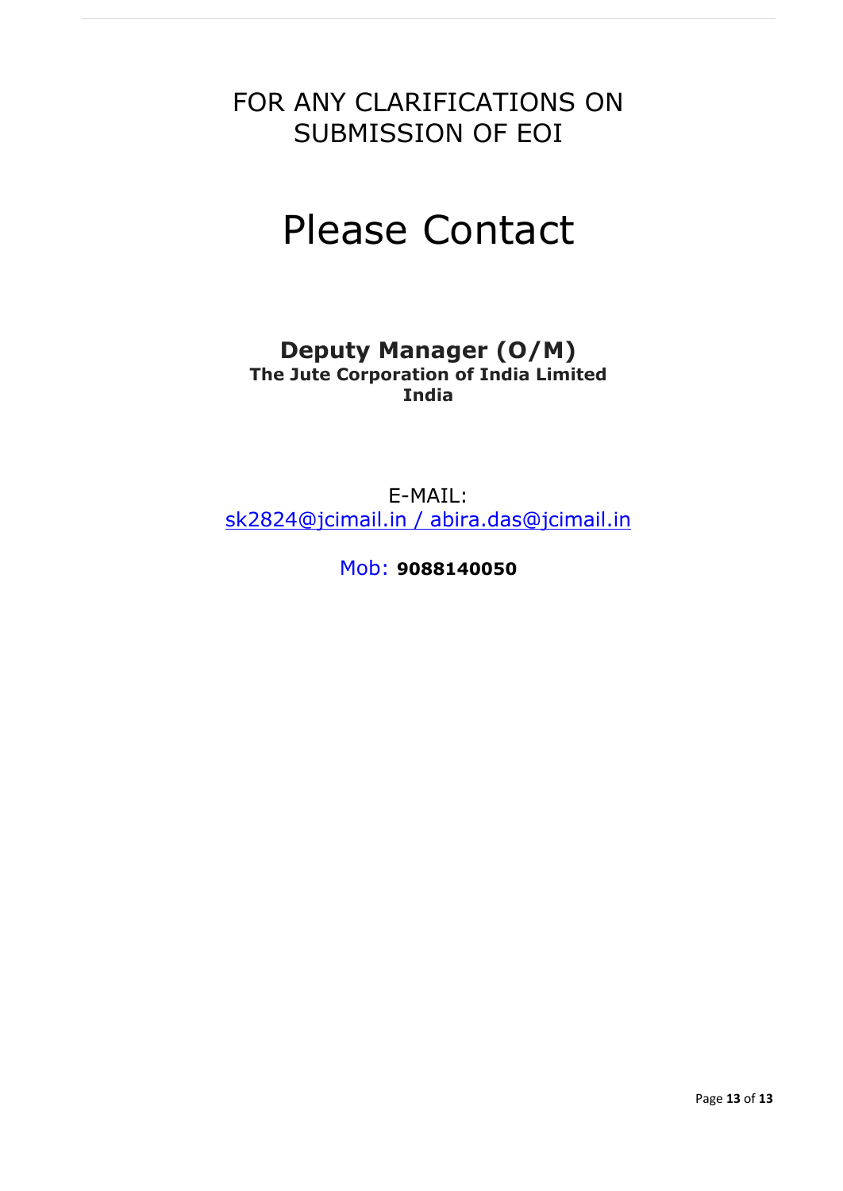# FOR ANY CLARIFICATIONS ON SUBMISSION OF EOI

# Please Contact

**Deputy Manager (O/M)**
**The Jute Corporation of India Limited**
**India**

E-MAIL:
sk2824@jcimail.in / abira.das@jcimail.in

Mob: **9088140050**